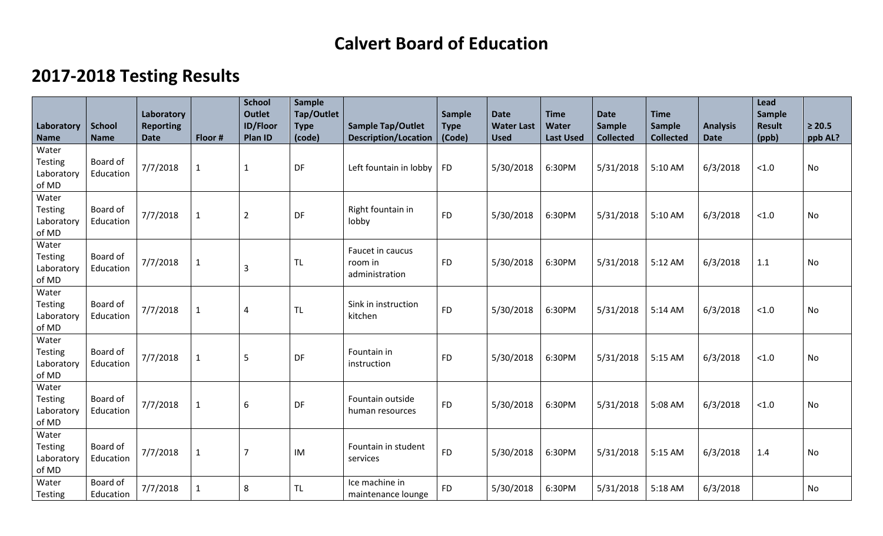# Calvert Board of Education

## 2017-2018 Testing Results

| Laboratory Name | School Name | Laboratory Reporting Date | Floor # | School Outlet ID/Floor Plan ID | Sample Tap/Outlet Type (code) | Sample Tap/Outlet Description/Location | Sample Type (Code) | Date Water Last Used | Time Water Last Used | Date Sample Collected | Time Sample Collected | Analysis Date | Lead Sample Result (ppb) | ≥ 20.5 ppb AL? |
|---|---|---|---|---|---|---|---|---|---|---|---|---|---|---|
| Water Testing Laboratory of MD | Board of Education | 7/7/2018 | 1 | 1 | DF | Left fountain in lobby | FD | 5/30/2018 | 6:30PM | 5/31/2018 | 5:10 AM | 6/3/2018 | <1.0 | No |
| Water Testing Laboratory of MD | Board of Education | 7/7/2018 | 1 | 2 | DF | Right fountain in lobby | FD | 5/30/2018 | 6:30PM | 5/31/2018 | 5:10 AM | 6/3/2018 | <1.0 | No |
| Water Testing Laboratory of MD | Board of Education | 7/7/2018 | 1 | 3 | TL | Faucet in caucus room in administration | FD | 5/30/2018 | 6:30PM | 5/31/2018 | 5:12 AM | 6/3/2018 | 1.1 | No |
| Water Testing Laboratory of MD | Board of Education | 7/7/2018 | 1 | 4 | TL | Sink in instruction kitchen | FD | 5/30/2018 | 6:30PM | 5/31/2018 | 5:14 AM | 6/3/2018 | <1.0 | No |
| Water Testing Laboratory of MD | Board of Education | 7/7/2018 | 1 | 5 | DF | Fountain in instruction | FD | 5/30/2018 | 6:30PM | 5/31/2018 | 5:15 AM | 6/3/2018 | <1.0 | No |
| Water Testing Laboratory of MD | Board of Education | 7/7/2018 | 1 | 6 | DF | Fountain outside human resources | FD | 5/30/2018 | 6:30PM | 5/31/2018 | 5:08 AM | 6/3/2018 | <1.0 | No |
| Water Testing Laboratory of MD | Board of Education | 7/7/2018 | 1 | 7 | IM | Fountain in student services | FD | 5/30/2018 | 6:30PM | 5/31/2018 | 5:15 AM | 6/3/2018 | 1.4 | No |
| Water Testing | Board of Education | 7/7/2018 | 1 | 8 | TL | Ice machine in maintenance lounge | FD | 5/30/2018 | 6:30PM | 5/31/2018 | 5:18 AM | 6/3/2018 | | No |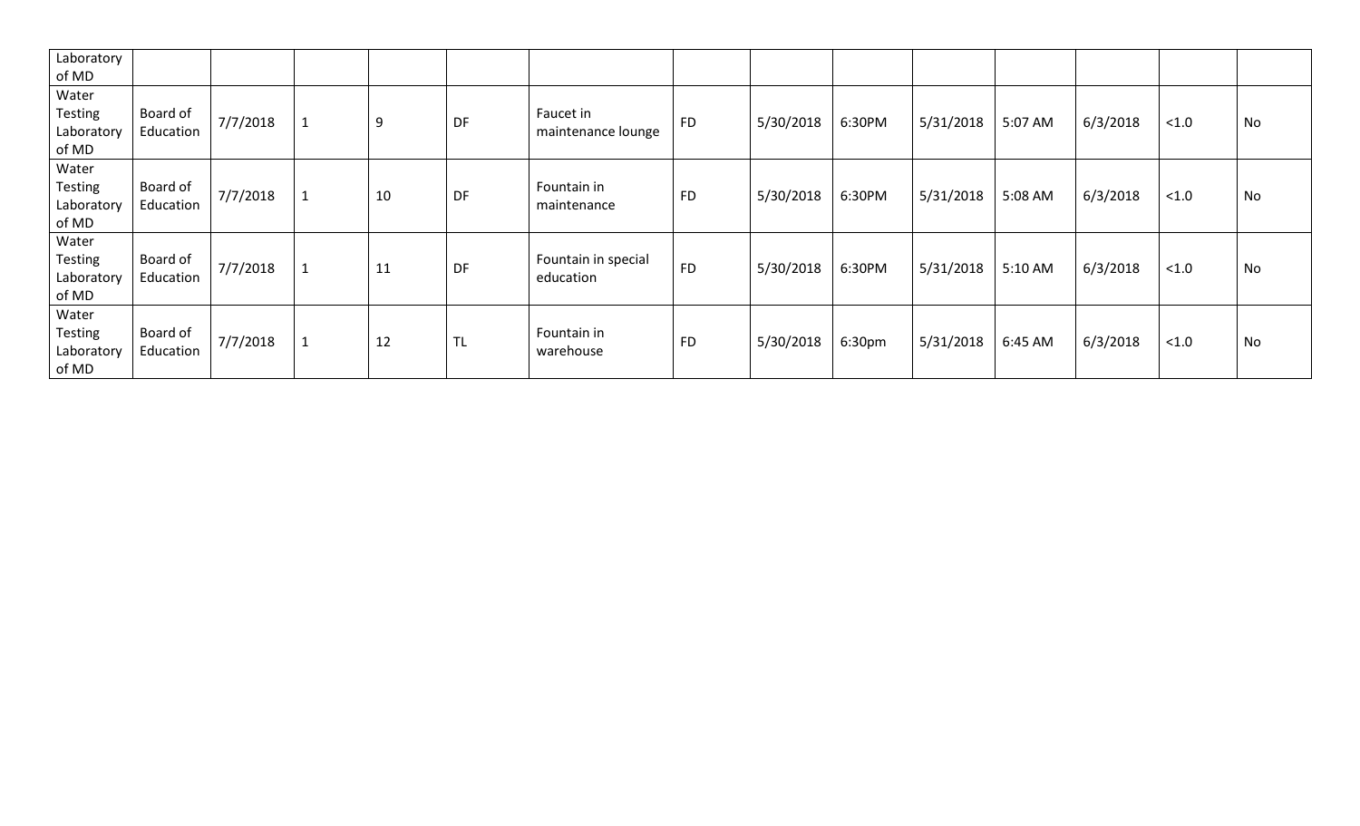| | | | | | | | | | | | | | | |
|---|---|---|---|---|---|---|---|---|---|---|---|---|---|---|
| Laboratory of MD | | | | | | | | | | | | | | |
| Water Testing Laboratory of MD | Board of Education | 7/7/2018 | 1 | 9 | DF | Faucet in maintenance lounge | FD | 5/30/2018 | 6:30PM | 5/31/2018 | 5:07 AM | 6/3/2018 | <1.0 | No |
| Water Testing Laboratory of MD | Board of Education | 7/7/2018 | 1 | 10 | DF | Fountain in maintenance | FD | 5/30/2018 | 6:30PM | 5/31/2018 | 5:08 AM | 6/3/2018 | <1.0 | No |
| Water Testing Laboratory of MD | Board of Education | 7/7/2018 | 1 | 11 | DF | Fountain in special education | FD | 5/30/2018 | 6:30PM | 5/31/2018 | 5:10 AM | 6/3/2018 | <1.0 | No |
| Water Testing Laboratory of MD | Board of Education | 7/7/2018 | 1 | 12 | TL | Fountain in warehouse | FD | 5/30/2018 | 6:30pm | 5/31/2018 | 6:45 AM | 6/3/2018 | <1.0 | No |